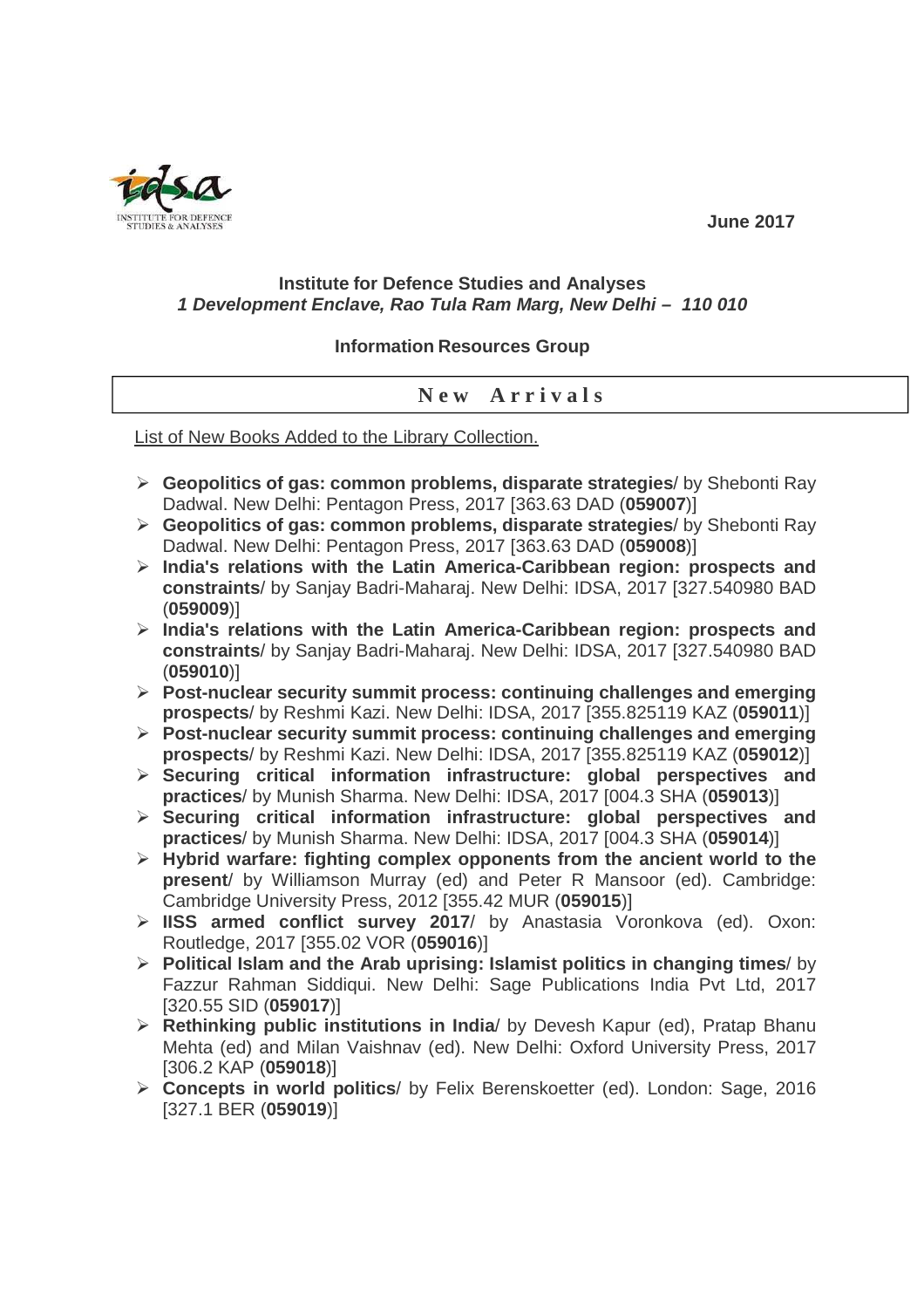June 2017

**Institute for Defence Studies and Analyses**
***1 Development Enclave, Rao Tula Ram Marg, New Delhi – 110 010***

**Information Resources Group**

## New Arrivals

List of New Books Added to the Library Collection.

- **Geopolitics of gas: common problems, disparate strategies**/ by Shebonti Ray Dadwal. New Delhi: Pentagon Press, 2017 [363.63 DAD (**059007**)]
- **Geopolitics of gas: common problems, disparate strategies**/ by Shebonti Ray Dadwal. New Delhi: Pentagon Press, 2017 [363.63 DAD (**059008**)]
- **India's relations with the Latin America-Caribbean region: prospects and constraints**/ by Sanjay Badri-Maharaj. New Delhi: IDSA, 2017 [327.540980 BAD (**059009**)]
- **India's relations with the Latin America-Caribbean region: prospects and constraints**/ by Sanjay Badri-Maharaj. New Delhi: IDSA, 2017 [327.540980 BAD (**059010**)]
- **Post-nuclear security summit process: continuing challenges and emerging prospects**/ by Reshmi Kazi. New Delhi: IDSA, 2017 [355.825119 KAZ (**059011**)]
- **Post-nuclear security summit process: continuing challenges and emerging prospects**/ by Reshmi Kazi. New Delhi: IDSA, 2017 [355.825119 KAZ (**059012**)]
- **Securing critical information infrastructure: global perspectives and practices**/ by Munish Sharma. New Delhi: IDSA, 2017 [004.3 SHA (**059013**)]
- **Securing critical information infrastructure: global perspectives and practices**/ by Munish Sharma. New Delhi: IDSA, 2017 [004.3 SHA (**059014**)]
- **Hybrid warfare: fighting complex opponents from the ancient world to the present**/ by Williamson Murray (ed) and Peter R Mansoor (ed). Cambridge: Cambridge University Press, 2012 [355.42 MUR (**059015**)]
- **IISS armed conflict survey 2017**/ by Anastasia Voronkova (ed). Oxon: Routledge, 2017 [355.02 VOR (**059016**)]
- **Political Islam and the Arab uprising: Islamist politics in changing times**/ by Fazzur Rahman Siddiqui. New Delhi: Sage Publications India Pvt Ltd, 2017 [320.55 SID (**059017**)]
- **Rethinking public institutions in India**/ by Devesh Kapur (ed), Pratap Bhanu Mehta (ed) and Milan Vaishnav (ed). New Delhi: Oxford University Press, 2017 [306.2 KAP (**059018**)]
- **Concepts in world politics**/ by Felix Berenskoetter (ed). London: Sage, 2016 [327.1 BER (**059019**)]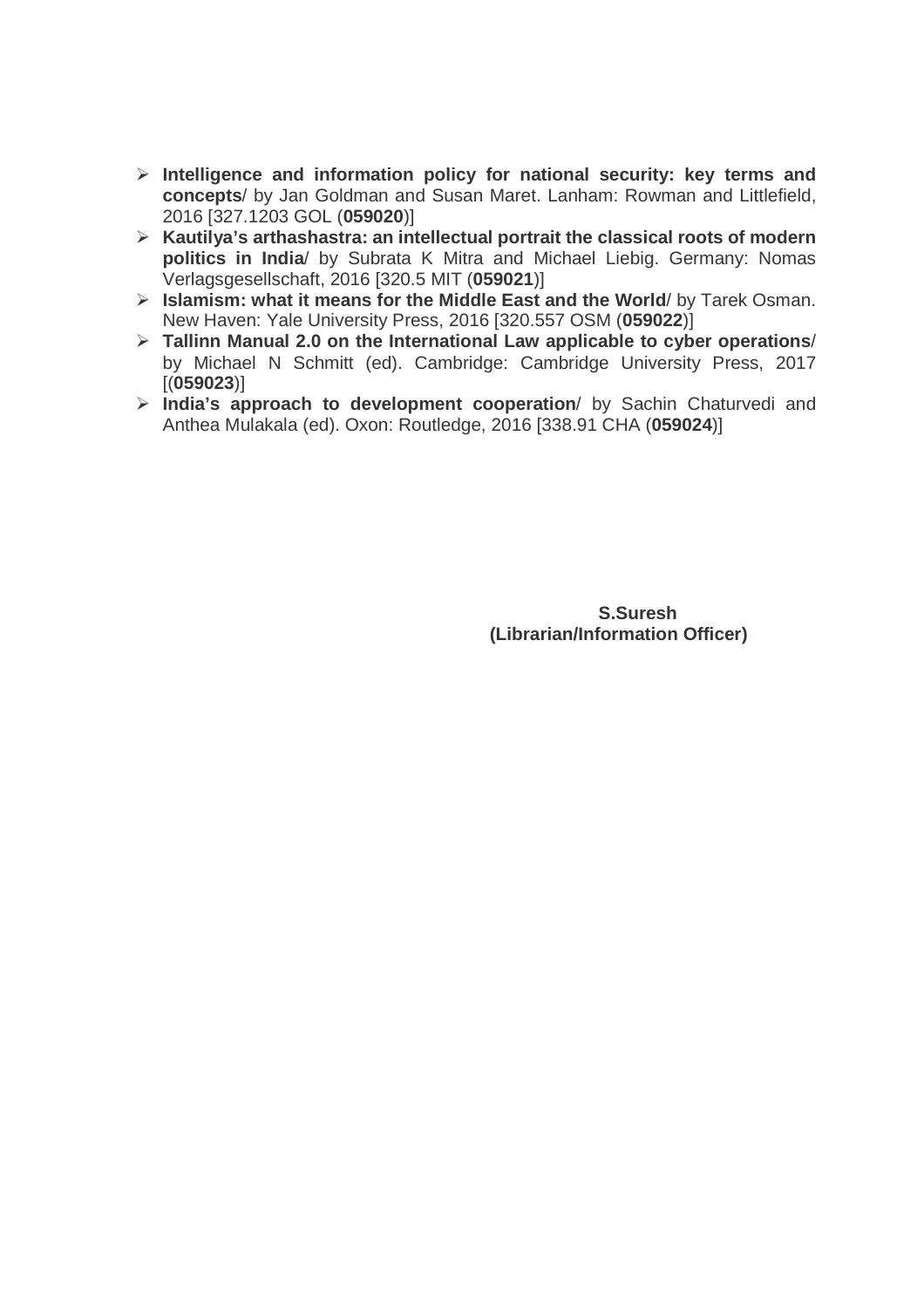- **Intelligence and information policy for national security: key terms and concepts**/ by Jan Goldman and Susan Maret. Lanham: Rowman and Littlefield, 2016 [327.1203 GOL (**059020**)]
- **Kautilya's arthashastra: an intellectual portrait the classical roots of modern politics in India**/ by Subrata K Mitra and Michael Liebig. Germany: Nomas Verlagsgesellschaft, 2016 [320.5 MIT (**059021**)]
- **Islamism: what it means for the Middle East and the World**/ by Tarek Osman. New Haven: Yale University Press, 2016 [320.557 OSM (**059022**)]
- **Tallinn Manual 2.0 on the International Law applicable to cyber operations**/ by Michael N Schmitt (ed). Cambridge: Cambridge University Press, 2017 [(**059023**)]
- **India's approach to development cooperation**/ by Sachin Chaturvedi and Anthea Mulakala (ed). Oxon: Routledge, 2016 [338.91 CHA (**059024**)]

**S.Suresh**
**(Librarian/Information Officer)**